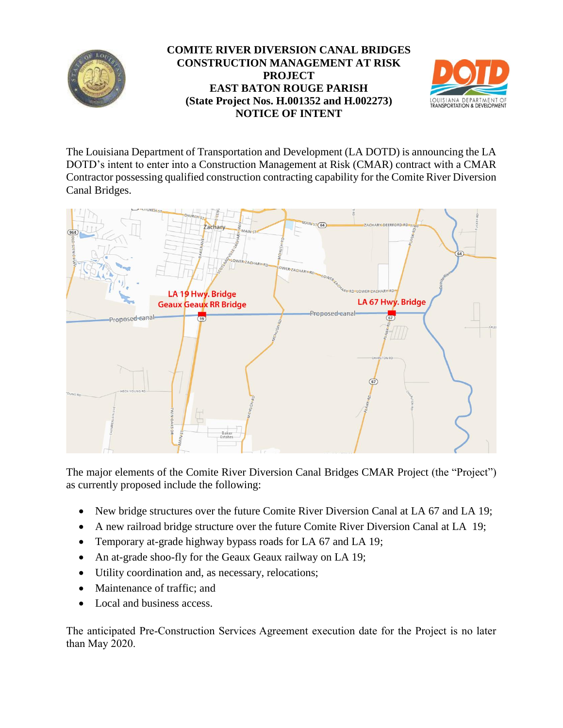# COMITE RIVER DIVERSION CANAL BRIDGES CONSTRUCTION MANAGEMENT AT RISK PROJECT EAST BATON ROUGE PARISH (State Project Nos. H.001352 and H.002273) NOTICE OF INTENT

The Louisiana Department of Transportation and Development (LA DOTD) is announcing the LA DOTD's intent to enter into a Construction Management at Risk (CMAR) contract with a CMAR Contractor possessing qualified construction contracting capability for the Comite River Diversion Canal Bridges.

The major elements of the Comite River Diversion Canal Bridges CMAR Project (the "Project") as currently proposed include the following:

- New bridge structures over the future Comite River Diversion Canal at LA 67 and LA 19;
- A new railroad bridge structure over the future Comite River Diversion Canal at LA 19;
- Temporary at-grade highway bypass roads for LA 67 and LA 19;
- An at-grade shoo-fly for the Geaux Geaux railway on LA 19;
- Utility coordination and, as necessary, relocations;
- Maintenance of traffic; and
- Local and business access.

The anticipated Pre-Construction Services Agreement execution date for the Project is no later than May 2020.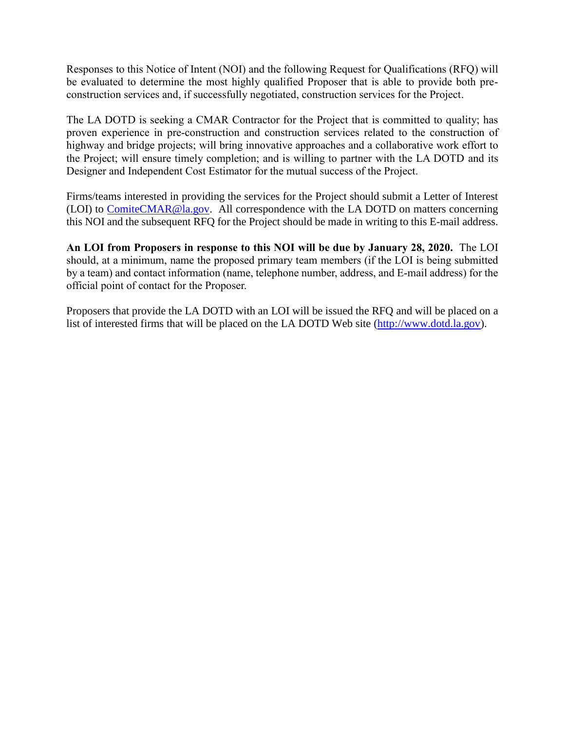Responses to this Notice of Intent (NOI) and the following Request for Qualifications (RFQ) will be evaluated to determine the most highly qualified Proposer that is able to provide both pre-construction services and, if successfully negotiated, construction services for the Project.

The LA DOTD is seeking a CMAR Contractor for the Project that is committed to quality; has proven experience in pre-construction and construction services related to the construction of highway and bridge projects; will bring innovative approaches and a collaborative work effort to the Project; will ensure timely completion; and is willing to partner with the LA DOTD and its Designer and Independent Cost Estimator for the mutual success of the Project.

Firms/teams interested in providing the services for the Project should submit a Letter of Interest (LOI) to [ComiteCMAR@la.gov](mailto:ComiteCMAR@la.gov). All correspondence with the LA DOTD on matters concerning this NOI and the subsequent RFQ for the Project should be made in writing to this E-mail address.

**An LOI from Proposers in response to this NOI will be due by January 28, 2020.** The LOI should, at a minimum, name the proposed primary team members (if the LOI is being submitted by a team) and contact information (name, telephone number, address, and E-mail address) for the official point of contact for the Proposer.

Proposers that provide the LA DOTD with an LOI will be issued the RFQ and will be placed on a list of interested firms that will be placed on the LA DOTD Web site ([http://www.dotd.la.gov](http://www.dotd.la.gov)).